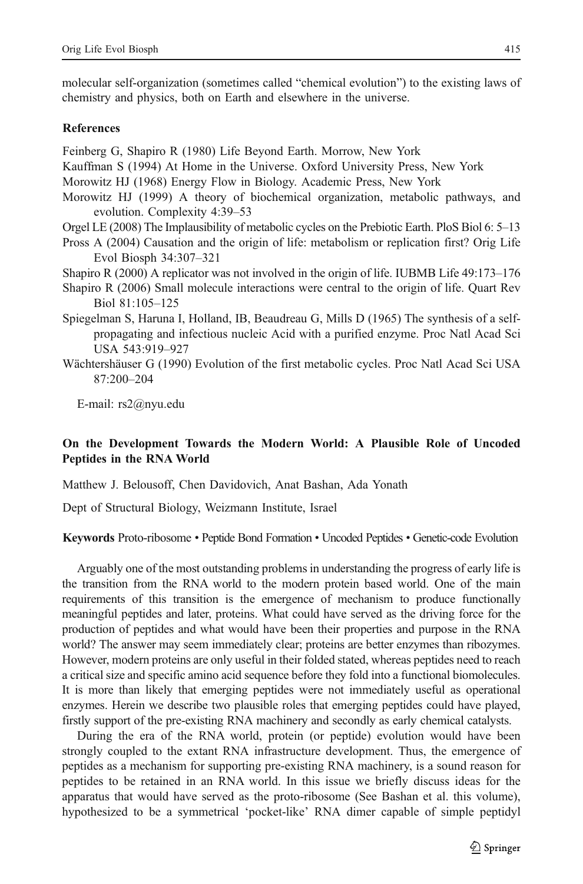molecular self-organization (sometimes called "chemical evolution") to the existing laws of chemistry and physics, both on Earth and elsewhere in the universe.

**References**

Feinberg G, Shapiro R (1980) Life Beyond Earth. Morrow, New York

Kauffman S (1994) At Home in the Universe. Oxford University Press, New York

Morowitz HJ (1968) Energy Flow in Biology. Academic Press, New York

Morowitz HJ (1999) A theory of biochemical organization, metabolic pathways, and evolution. Complexity 4:39–53

Orgel LE (2008) The Implausibility of metabolic cycles on the Prebiotic Earth. PloS Biol 6: 5–13

Pross A (2004) Causation and the origin of life: metabolism or replication first? Orig Life Evol Biosph 34:307–321

Shapiro R (2000) A replicator was not involved in the origin of life. IUBMB Life 49:173–176

Shapiro R (2006) Small molecule interactions were central to the origin of life. Quart Rev Biol 81:105–125

Spiegelman S, Haruna I, Holland, IB, Beaudreau G, Mills D (1965) The synthesis of a self-propagating and infectious nucleic Acid with a purified enzyme. Proc Natl Acad Sci USA 543:919–927

Wächtershäuser G (1990) Evolution of the first metabolic cycles. Proc Natl Acad Sci USA 87:200–204

E-mail: rs2@nyu.edu

## On the Development Towards the Modern World: A Plausible Role of Uncoded Peptides in the RNA World

Matthew J. Belousoff, Chen Davidovich, Anat Bashan, Ada Yonath

Dept of Structural Biology, Weizmann Institute, Israel

**Keywords** Proto-ribosome • Peptide Bond Formation • Uncoded Peptides • Genetic-code Evolution

Arguably one of the most outstanding problems in understanding the progress of early life is the transition from the RNA world to the modern protein based world. One of the main requirements of this transition is the emergence of mechanism to produce functionally meaningful peptides and later, proteins. What could have served as the driving force for the production of peptides and what would have been their properties and purpose in the RNA world? The answer may seem immediately clear; proteins are better enzymes than ribozymes. However, modern proteins are only useful in their folded stated, whereas peptides need to reach a critical size and specific amino acid sequence before they fold into a functional biomolecules. It is more than likely that emerging peptides were not immediately useful as operational enzymes. Herein we describe two plausible roles that emerging peptides could have played, firstly support of the pre-existing RNA machinery and secondly as early chemical catalysts.

During the era of the RNA world, protein (or peptide) evolution would have been strongly coupled to the extant RNA infrastructure development. Thus, the emergence of peptides as a mechanism for supporting pre-existing RNA machinery, is a sound reason for peptides to be retained in an RNA world. In this issue we briefly discuss ideas for the apparatus that would have served as the proto-ribosome (See Bashan et al. this volume), hypothesized to be a symmetrical 'pocket-like' RNA dimer capable of simple peptidyl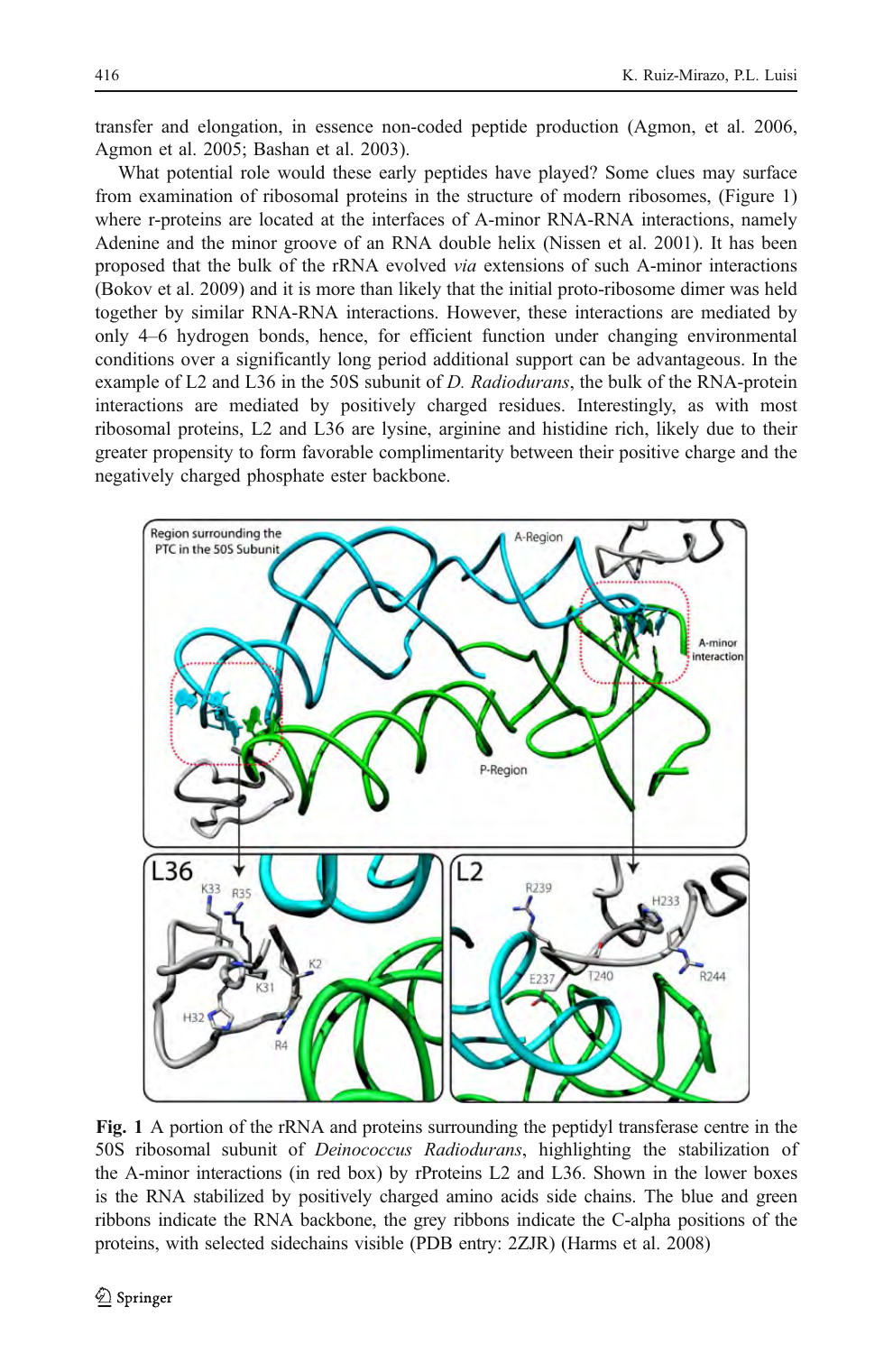transfer and elongation, in essence non-coded peptide production (Agmon, et al. 2006, Agmon et al. 2005; Bashan et al. 2003).

What potential role would these early peptides have played? Some clues may surface from examination of ribosomal proteins in the structure of modern ribosomes, (Figure 1) where r-proteins are located at the interfaces of A-minor RNA-RNA interactions, namely Adenine and the minor groove of an RNA double helix (Nissen et al. 2001). It has been proposed that the bulk of the rRNA evolved *via* extensions of such A-minor interactions (Bokov et al. 2009) and it is more than likely that the initial proto-ribosome dimer was held together by similar RNA-RNA interactions. However, these interactions are mediated by only 4–6 hydrogen bonds, hence, for efficient function under changing environmental conditions over a significantly long period additional support can be advantageous. In the example of L2 and L36 in the 50S subunit of *D. Radiodurans*, the bulk of the RNA-protein interactions are mediated by positively charged residues. Interestingly, as with most ribosomal proteins, L2 and L36 are lysine, arginine and histidine rich, likely due to their greater propensity to form favorable complimentarity between their positive charge and the negatively charged phosphate ester backbone.

**Fig. 1** A portion of the rRNA and proteins surrounding the peptidyl transferase centre in the 50S ribosomal subunit of *Deinococcus Radiodurans*, highlighting the stabilization of the A-minor interactions (in red box) by rProteins L2 and L36. Shown in the lower boxes is the RNA stabilized by positively charged amino acids side chains. The blue and green ribbons indicate the RNA backbone, the grey ribbons indicate the C-alpha positions of the proteins, with selected sidechains visible (PDB entry: 2ZJR) (Harms et al. 2008)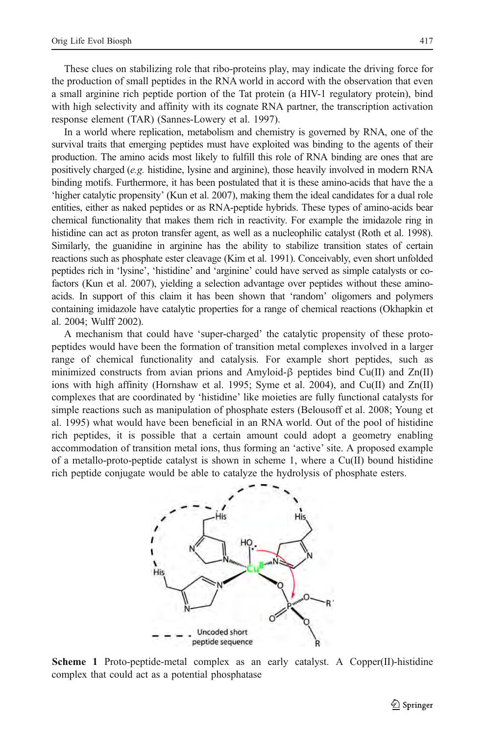These clues on stabilizing role that ribo-proteins play, may indicate the driving force for the production of small peptides in the RNA world in accord with the observation that even a small arginine rich peptide portion of the Tat protein (a HIV-1 regulatory protein), bind with high selectivity and affinity with its cognate RNA partner, the transcription activation response element (TAR) (Sannes-Lowery et al. 1997).

In a world where replication, metabolism and chemistry is governed by RNA, one of the survival traits that emerging peptides must have exploited was binding to the agents of their production. The amino acids most likely to fulfill this role of RNA binding are ones that are positively charged (*e.g.* histidine, lysine and arginine), those heavily involved in modern RNA binding motifs. Furthermore, it has been postulated that it is these amino-acids that have the a 'higher catalytic propensity' (Kun et al. 2007), making them the ideal candidates for a dual role entities, either as naked peptides or as RNA-peptide hybrids. These types of amino-acids bear chemical functionality that makes them rich in reactivity. For example the imidazole ring in histidine can act as proton transfer agent, as well as a nucleophilic catalyst (Roth et al. 1998). Similarly, the guanidine in arginine has the ability to stabilize transition states of certain reactions such as phosphate ester cleavage (Kim et al. 1991). Conceivably, even short unfolded peptides rich in 'lysine', 'histidine' and 'arginine' could have served as simple catalysts or co-factors (Kun et al. 2007), yielding a selection advantage over peptides without these amino-acids. In support of this claim it has been shown that 'random' oligomers and polymers containing imidazole have catalytic properties for a range of chemical reactions (Okhapkin et al. 2004; Wulff 2002).

A mechanism that could have 'super-charged' the catalytic propensity of these proto-peptides would have been the formation of transition metal complexes involved in a larger range of chemical functionality and catalysis. For example short peptides, such as minimized constructs from avian prions and Amyloid-β peptides bind Cu(II) and Zn(II) ions with high affinity (Hornshaw et al. 1995; Syme et al. 2004), and Cu(II) and Zn(II) complexes that are coordinated by 'histidine' like moieties are fully functional catalysts for simple reactions such as manipulation of phosphate esters (Belousoff et al. 2008; Young et al. 1995) what would have been beneficial in an RNA world. Out of the pool of histidine rich peptides, it is possible that a certain amount could adopt a geometry enabling accommodation of transition metal ions, thus forming an 'active' site. A proposed example of a metallo-proto-peptide catalyst is shown in scheme 1, where a Cu(II) bound histidine rich peptide conjugate would be able to catalyze the hydrolysis of phosphate esters.

**Scheme 1** Proto-peptide-metal complex as an early catalyst. A Copper(II)-histidine complex that could act as a potential phosphatase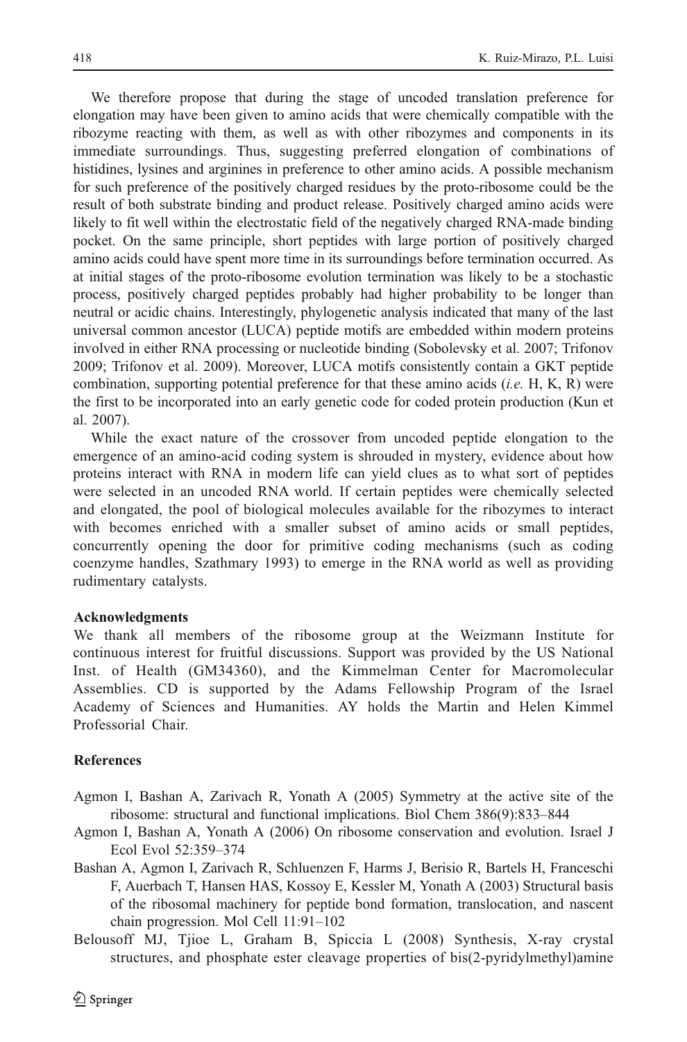We therefore propose that during the stage of uncoded translation preference for elongation may have been given to amino acids that were chemically compatible with the ribozyme reacting with them, as well as with other ribozymes and components in its immediate surroundings. Thus, suggesting preferred elongation of combinations of histidines, lysines and arginines in preference to other amino acids. A possible mechanism for such preference of the positively charged residues by the proto-ribosome could be the result of both substrate binding and product release. Positively charged amino acids were likely to fit well within the electrostatic field of the negatively charged RNA-made binding pocket. On the same principle, short peptides with large portion of positively charged amino acids could have spent more time in its surroundings before termination occurred. As at initial stages of the proto-ribosome evolution termination was likely to be a stochastic process, positively charged peptides probably had higher probability to be longer than neutral or acidic chains. Interestingly, phylogenetic analysis indicated that many of the last universal common ancestor (LUCA) peptide motifs are embedded within modern proteins involved in either RNA processing or nucleotide binding (Sobolevsky et al. 2007; Trifonov 2009; Trifonov et al. 2009). Moreover, LUCA motifs consistently contain a GKT peptide combination, supporting potential preference for that these amino acids (*i.e.* H, K, R) were the first to be incorporated into an early genetic code for coded protein production (Kun et al. 2007).

While the exact nature of the crossover from uncoded peptide elongation to the emergence of an amino-acid coding system is shrouded in mystery, evidence about how proteins interact with RNA in modern life can yield clues as to what sort of peptides were selected in an uncoded RNA world. If certain peptides were chemically selected and elongated, the pool of biological molecules available for the ribozymes to interact with becomes enriched with a smaller subset of amino acids or small peptides, concurrently opening the door for primitive coding mechanisms (such as coding coenzyme handles, Szathmary 1993) to emerge in the RNA world as well as providing rudimentary catalysts.

**Acknowledgments**

We thank all members of the ribosome group at the Weizmann Institute for continuous interest for fruitful discussions. Support was provided by the US National Inst. of Health (GM34360), and the Kimmelman Center for Macromolecular Assemblies. CD is supported by the Adams Fellowship Program of the Israel Academy of Sciences and Humanities. AY holds the Martin and Helen Kimmel Professorial Chair.

## References

Agmon I, Bashan A, Zarivach R, Yonath A (2005) Symmetry at the active site of the ribosome: structural and functional implications. Biol Chem 386(9):833–844

Agmon I, Bashan A, Yonath A (2006) On ribosome conservation and evolution. Israel J Ecol Evol 52:359–374

Bashan A, Agmon I, Zarivach R, Schluenzen F, Harms J, Berisio R, Bartels H, Franceschi F, Auerbach T, Hansen HAS, Kossoy E, Kessler M, Yonath A (2003) Structural basis of the ribosomal machinery for peptide bond formation, translocation, and nascent chain progression. Mol Cell 11:91–102

Belousoff MJ, Tjioe L, Graham B, Spiccia L (2008) Synthesis, X-ray crystal structures, and phosphate ester cleavage properties of bis(2-pyridylmethyl)amine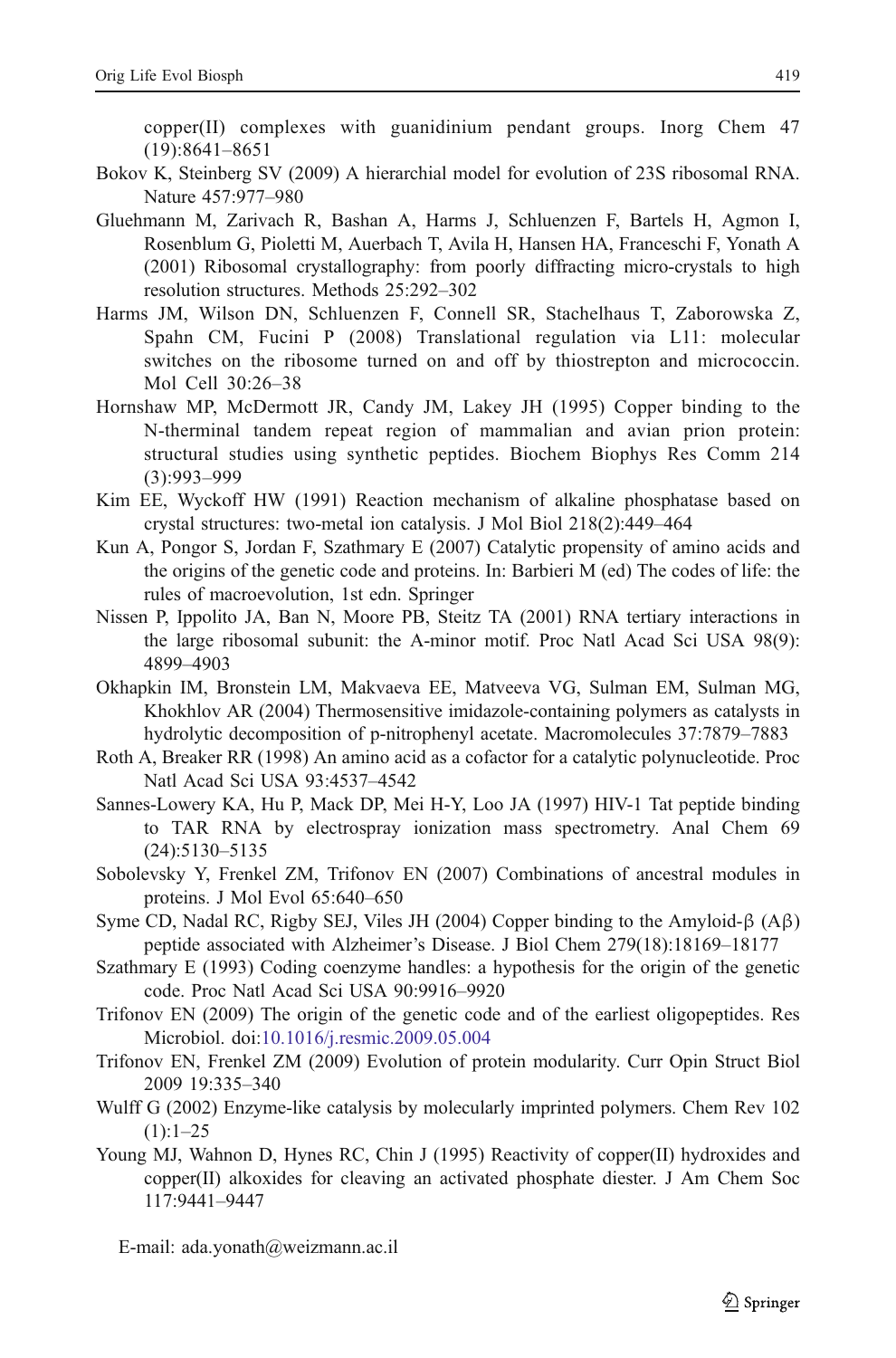copper(II) complexes with guanidinium pendant groups. Inorg Chem 47 (19):8641–8651

Bokov K, Steinberg SV (2009) A hierarchial model for evolution of 23S ribosomal RNA. Nature 457:977–980

Gluehmann M, Zarivach R, Bashan A, Harms J, Schluenzen F, Bartels H, Agmon I, Rosenblum G, Pioletti M, Auerbach T, Avila H, Hansen HA, Franceschi F, Yonath A (2001) Ribosomal crystallography: from poorly diffracting micro-crystals to high resolution structures. Methods 25:292–302

Harms JM, Wilson DN, Schluenzen F, Connell SR, Stachelhaus T, Zaborowska Z, Spahn CM, Fucini P (2008) Translational regulation via L11: molecular switches on the ribosome turned on and off by thiostrepton and micrococcin. Mol Cell 30:26–38

Hornshaw MP, McDermott JR, Candy JM, Lakey JH (1995) Copper binding to the N-therminal tandem repeat region of mammalian and avian prion protein: structural studies using synthetic peptides. Biochem Biophys Res Comm 214 (3):993–999

Kim EE, Wyckoff HW (1991) Reaction mechanism of alkaline phosphatase based on crystal structures: two-metal ion catalysis. J Mol Biol 218(2):449–464

Kun A, Pongor S, Jordan F, Szathmary E (2007) Catalytic propensity of amino acids and the origins of the genetic code and proteins. In: Barbieri M (ed) The codes of life: the rules of macroevolution, 1st edn. Springer

Nissen P, Ippolito JA, Ban N, Moore PB, Steitz TA (2001) RNA tertiary interactions in the large ribosomal subunit: the A-minor motif. Proc Natl Acad Sci USA 98(9): 4899–4903

Okhapkin IM, Bronstein LM, Makvaeva EE, Matveeva VG, Sulman EM, Sulman MG, Khokhlov AR (2004) Thermosensitive imidazole-containing polymers as catalysts in hydrolytic decomposition of p-nitrophenyl acetate. Macromolecules 37:7879–7883

Roth A, Breaker RR (1998) An amino acid as a cofactor for a catalytic polynucleotide. Proc Natl Acad Sci USA 93:4537–4542

Sannes-Lowery KA, Hu P, Mack DP, Mei H-Y, Loo JA (1997) HIV-1 Tat peptide binding to TAR RNA by electrospray ionization mass spectrometry. Anal Chem 69 (24):5130–5135

Sobolevsky Y, Frenkel ZM, Trifonov EN (2007) Combinations of ancestral modules in proteins. J Mol Evol 65:640–650

Syme CD, Nadal RC, Rigby SEJ, Viles JH (2004) Copper binding to the Amyloid-β (Aβ) peptide associated with Alzheimer's Disease. J Biol Chem 279(18):18169–18177

Szathmary E (1993) Coding coenzyme handles: a hypothesis for the origin of the genetic code. Proc Natl Acad Sci USA 90:9916–9920

Trifonov EN (2009) The origin of the genetic code and of the earliest oligopeptides. Res Microbiol. doi:10.1016/j.resmic.2009.05.004

Trifonov EN, Frenkel ZM (2009) Evolution of protein modularity. Curr Opin Struct Biol 2009 19:335–340

Wulff G (2002) Enzyme-like catalysis by molecularly imprinted polymers. Chem Rev 102 (1):1–25

Young MJ, Wahnon D, Hynes RC, Chin J (1995) Reactivity of copper(II) hydroxides and copper(II) alkoxides for cleaving an activated phosphate diester. J Am Chem Soc 117:9441–9447

E-mail: ada.yonath@weizmann.ac.il